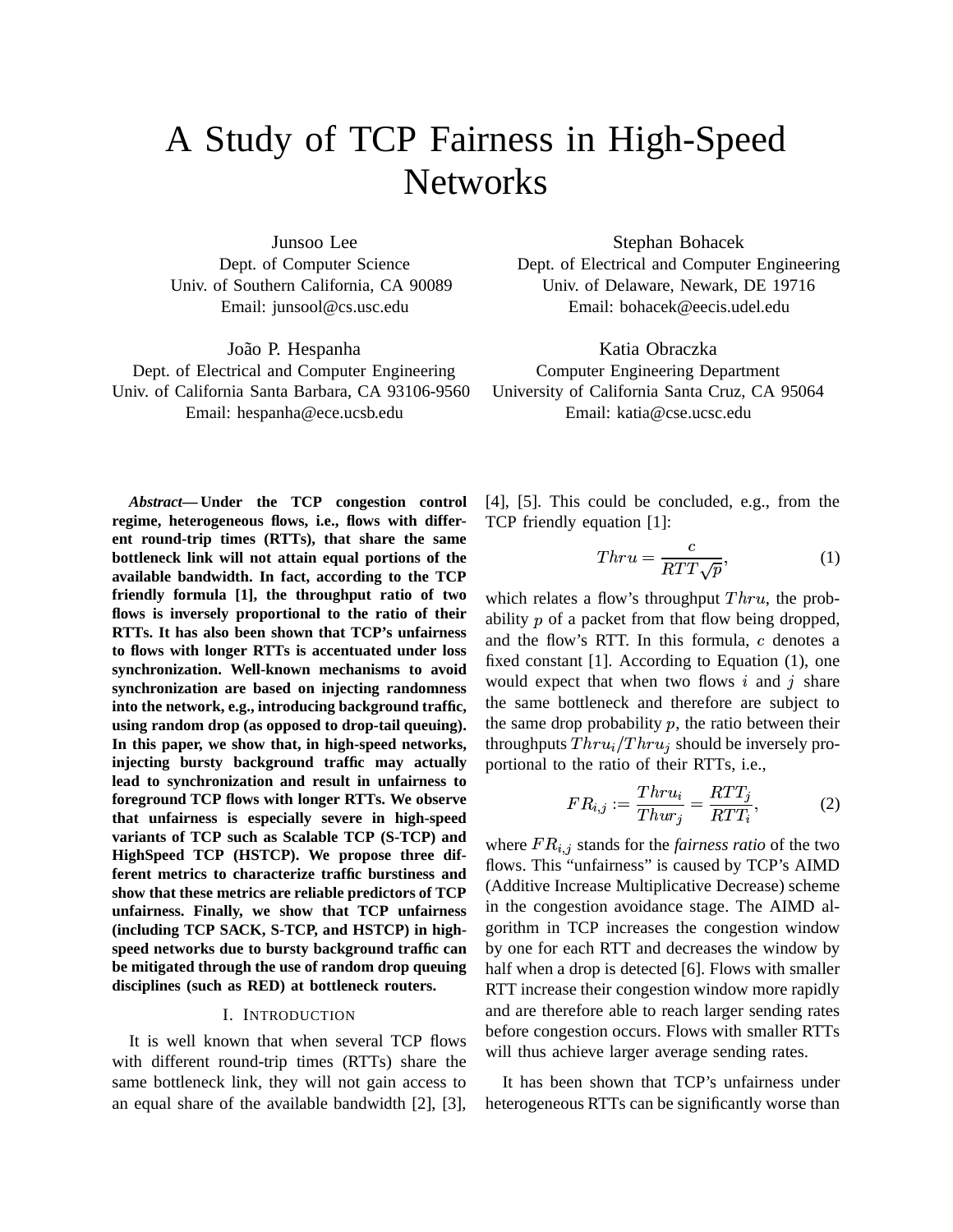# A Study of TCP Fairness in High-Speed Networks

Junsoo Lee
Dept. of Computer Science
Univ. of Southern California, CA 90089
Email: junsool@cs.usc.edu

Stephan Bohacek
Dept. of Electrical and Computer Engineering
Univ. of Delaware, Newark, DE 19716
Email: bohacek@eecis.udel.edu

João P. Hespanha
Dept. of Electrical and Computer Engineering
Univ. of California Santa Barbara, CA 93106-9560
Email: hespanha@ece.ucsb.edu

Katia Obraczka
Computer Engineering Department
University of California Santa Cruz, CA 95064
Email: katia@cse.ucsc.edu

***Abstract*— Under the TCP congestion control regime, heterogeneous flows, i.e., flows with different round-trip times (RTTs), that share the same bottleneck link will not attain equal portions of the available bandwidth. In fact, according to the TCP friendly formula [1], the throughput ratio of two flows is inversely proportional to the ratio of their RTTs. It has also been shown that TCP's unfairness to flows with longer RTTs is accentuated under loss synchronization. Well-known mechanisms to avoid synchronization are based on injecting randomness into the network, e.g., introducing background traffic, using random drop (as opposed to drop-tail queuing). In this paper, we show that, in high-speed networks, injecting bursty background traffic may actually lead to synchronization and result in unfairness to foreground TCP flows with longer RTTs. We observe that unfairness is especially severe in high-speed variants of TCP such as Scalable TCP (S-TCP) and HighSpeed TCP (HSTCP). We propose three different metrics to characterize traffic burstiness and show that these metrics are reliable predictors of TCP unfairness. Finally, we show that TCP unfairness (including TCP SACK, S-TCP, and HSTCP) in high-speed networks due to bursty background traffic can be mitigated through the use of random drop queuing disciplines (such as RED) at bottleneck routers.**

## I. Introduction

It is well known that when several TCP flows with different round-trip times (RTTs) share the same bottleneck link, they will not gain access to an equal share of the available bandwidth [2], [3], [4], [5]. This could be concluded, e.g., from the TCP friendly equation [1]:

$$Thru = \frac{c}{RTT\sqrt{p}}, \tag{1}$$

which relates a flow's throughput $Thru$, the probability $p$ of a packet from that flow being dropped, and the flow's RTT. In this formula, $c$ denotes a fixed constant [1]. According to Equation (1), one would expect that when two flows $i$ and $j$ share the same bottleneck and therefore are subject to the same drop probability $p$, the ratio between their throughputs $Thru_i/Thru_j$ should be inversely proportional to the ratio of their RTTs, i.e.,

$$FR_{i,j} := \frac{Thru_i}{Thur_j} = \frac{RTT_j}{RTT_i}, \tag{2}$$

where $FR_{i,j}$ stands for the *fairness ratio* of the two flows. This "unfairness" is caused by TCP's AIMD (Additive Increase Multiplicative Decrease) scheme in the congestion avoidance stage. The AIMD algorithm in TCP increases the congestion window by one for each RTT and decreases the window by half when a drop is detected [6]. Flows with smaller RTT increase their congestion window more rapidly and are therefore able to reach larger sending rates before congestion occurs. Flows with smaller RTTs will thus achieve larger average sending rates.

It has been shown that TCP's unfairness under heterogeneous RTTs can be significantly worse than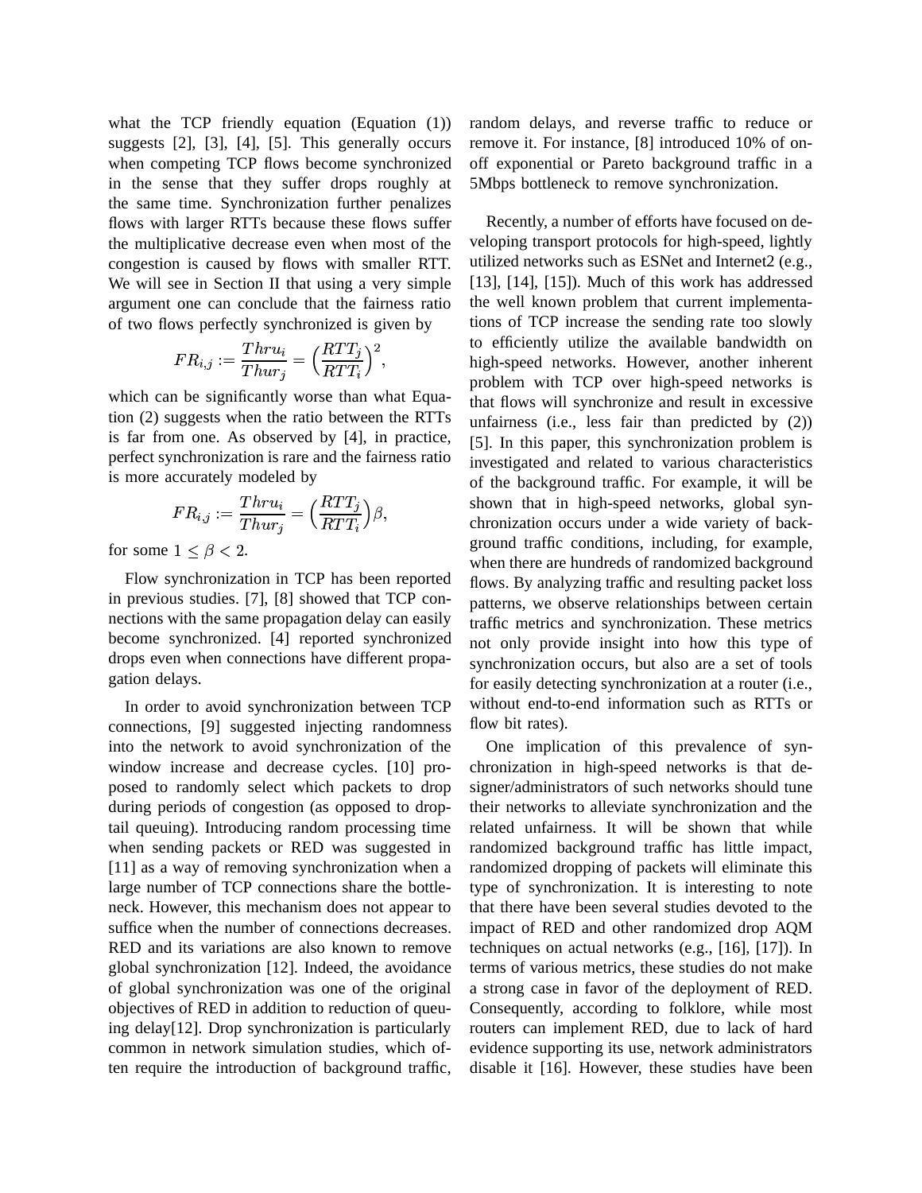what the TCP friendly equation (Equation (1)) suggests [2], [3], [4], [5]. This generally occurs when competing TCP flows become synchronized in the sense that they suffer drops roughly at the same time. Synchronization further penalizes flows with larger RTTs because these flows suffer the multiplicative decrease even when most of the congestion is caused by flows with smaller RTT. We will see in Section II that using a very simple argument one can conclude that the fairness ratio of two flows perfectly synchronized is given by

$$FR_{i,j} := \frac{Thru_i}{Thur_j} = \Big(\frac{RTT_j}{RTT_i}\Big)^2,$$

which can be significantly worse than what Equation (2) suggests when the ratio between the RTTs is far from one. As observed by [4], in practice, perfect synchronization is rare and the fairness ratio is more accurately modeled by

$$FR_{i,j} := \frac{Thru_i}{Thur_j} = \Big(\frac{RTT_j}{RTT_i}\Big)\beta,$$

for some $1 \leq \beta < 2$.

Flow synchronization in TCP has been reported in previous studies. [7], [8] showed that TCP connections with the same propagation delay can easily become synchronized. [4] reported synchronized drops even when connections have different propagation delays.

In order to avoid synchronization between TCP connections, [9] suggested injecting randomness into the network to avoid synchronization of the window increase and decrease cycles. [10] proposed to randomly select which packets to drop during periods of congestion (as opposed to drop-tail queuing). Introducing random processing time when sending packets or RED was suggested in [11] as a way of removing synchronization when a large number of TCP connections share the bottleneck. However, this mechanism does not appear to suffice when the number of connections decreases. RED and its variations are also known to remove global synchronization [12]. Indeed, the avoidance of global synchronization was one of the original objectives of RED in addition to reduction of queuing delay[12]. Drop synchronization is particularly common in network simulation studies, which often require the introduction of background traffic, random delays, and reverse traffic to reduce or remove it. For instance, [8] introduced 10% of on-off exponential or Pareto background traffic in a 5Mbps bottleneck to remove synchronization.

Recently, a number of efforts have focused on developing transport protocols for high-speed, lightly utilized networks such as ESNet and Internet2 (e.g., [13], [14], [15]). Much of this work has addressed the well known problem that current implementations of TCP increase the sending rate too slowly to efficiently utilize the available bandwidth on high-speed networks. However, another inherent problem with TCP over high-speed networks is that flows will synchronize and result in excessive unfairness (i.e., less fair than predicted by (2)) [5]. In this paper, this synchronization problem is investigated and related to various characteristics of the background traffic. For example, it will be shown that in high-speed networks, global synchronization occurs under a wide variety of background traffic conditions, including, for example, when there are hundreds of randomized background flows. By analyzing traffic and resulting packet loss patterns, we observe relationships between certain traffic metrics and synchronization. These metrics not only provide insight into how this type of synchronization occurs, but also are a set of tools for easily detecting synchronization at a router (i.e., without end-to-end information such as RTTs or flow bit rates).

One implication of this prevalence of synchronization in high-speed networks is that designer/administrators of such networks should tune their networks to alleviate synchronization and the related unfairness. It will be shown that while randomized background traffic has little impact, randomized dropping of packets will eliminate this type of synchronization. It is interesting to note that there have been several studies devoted to the impact of RED and other randomized drop AQM techniques on actual networks (e.g., [16], [17]). In terms of various metrics, these studies do not make a strong case in favor of the deployment of RED. Consequently, according to folklore, while most routers can implement RED, due to lack of hard evidence supporting its use, network administrators disable it [16]. However, these studies have been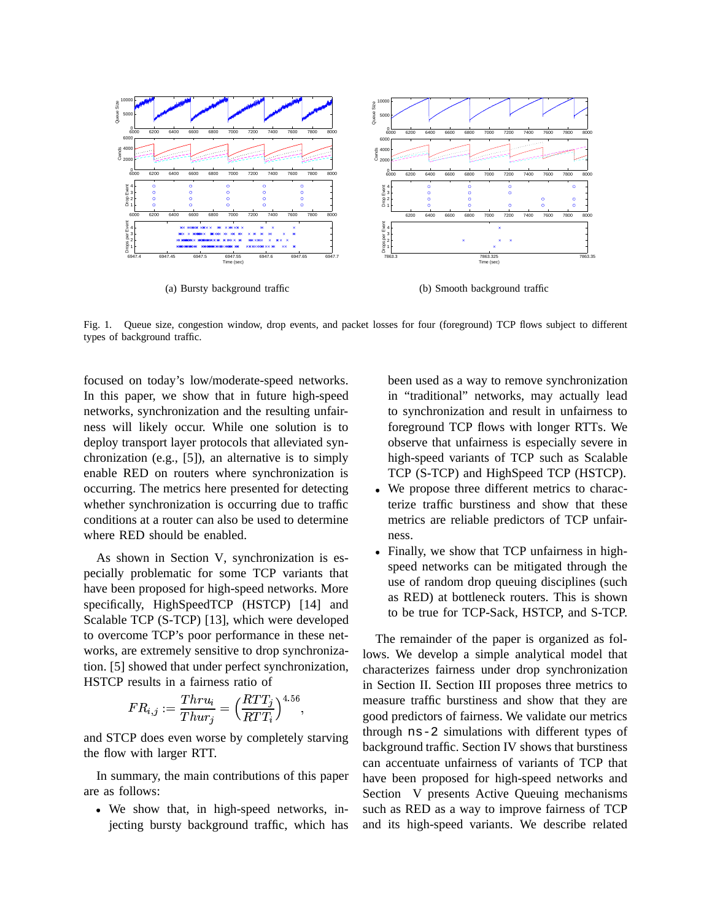(a) Bursty background traffic

(b) Smooth background traffic

Fig. 1. Queue size, congestion window, drop events, and packet losses for four (foreground) TCP flows subject to different types of background traffic.

focused on today's low/moderate-speed networks. In this paper, we show that in future high-speed networks, synchronization and the resulting unfairness will likely occur. While one solution is to deploy transport layer protocols that alleviated synchronization (e.g., [5]), an alternative is to simply enable RED on routers where synchronization is occurring. The metrics here presented for detecting whether synchronization is occurring due to traffic conditions at a router can also be used to determine where RED should be enabled.

As shown in Section V, synchronization is especially problematic for some TCP variants that have been proposed for high-speed networks. More specifically, HighSpeedTCP (HSTCP) [14] and Scalable TCP (S-TCP) [13], which were developed to overcome TCP's poor performance in these networks, are extremely sensitive to drop synchronization. [5] showed that under perfect synchronization, HSTCP results in a fairness ratio of

$$FR_{i,j} := \frac{Thru_i}{Thur_j} = \left(\frac{RTT_j}{RTT_i}\right)^{4.56},$$

and STCP does even worse by completely starving the flow with larger RTT.

In summary, the main contributions of this paper are as follows:

- We show that, in high-speed networks, injecting bursty background traffic, which has been used as a way to remove synchronization in "traditional" networks, may actually lead to synchronization and result in unfairness to foreground TCP flows with longer RTTs. We observe that unfairness is especially severe in high-speed variants of TCP such as Scalable TCP (S-TCP) and HighSpeed TCP (HSTCP).
- We propose three different metrics to characterize traffic burstiness and show that these metrics are reliable predictors of TCP unfairness.
- Finally, we show that TCP unfairness in high-speed networks can be mitigated through the use of random drop queuing disciplines (such as RED) at bottleneck routers. This is shown to be true for TCP-Sack, HSTCP, and S-TCP.

The remainder of the paper is organized as follows. We develop a simple analytical model that characterizes fairness under drop synchronization in Section II. Section III proposes three metrics to measure traffic burstiness and show that they are good predictors of fairness. We validate our metrics through `ns-2` simulations with different types of background traffic. Section IV shows that burstiness can accentuate unfairness of variants of TCP that have been proposed for high-speed networks and Section V presents Active Queuing mechanisms such as RED as a way to improve fairness of TCP and its high-speed variants. We describe related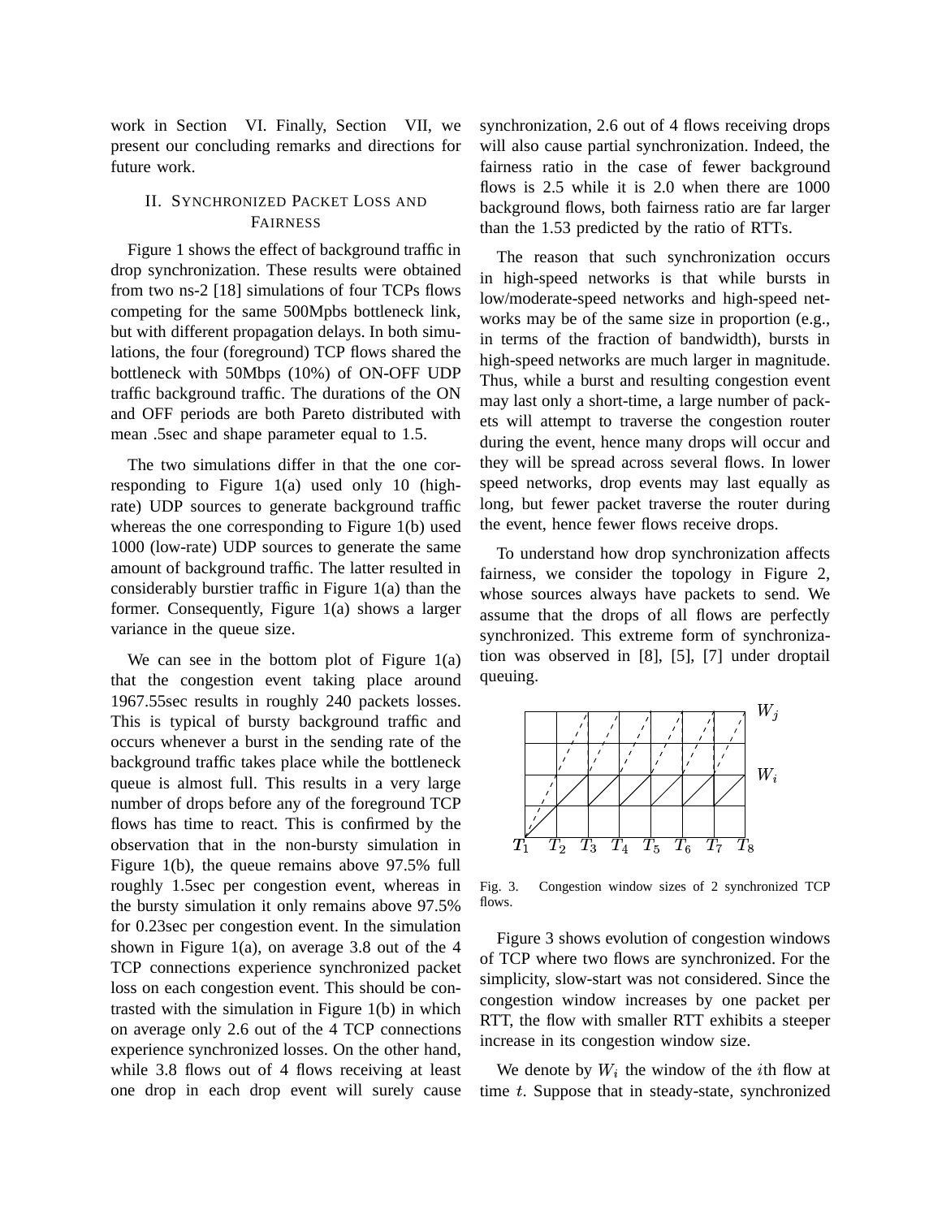work in Section VI. Finally, Section VII, we present our concluding remarks and directions for future work.

## II. Synchronized Packet Loss and Fairness

Figure 1 shows the effect of background traffic in drop synchronization. These results were obtained from two ns-2 [18] simulations of four TCPs flows competing for the same 500Mpbs bottleneck link, but with different propagation delays. In both simulations, the four (foreground) TCP flows shared the bottleneck with 50Mbps (10%) of ON-OFF UDP traffic background traffic. The durations of the ON and OFF periods are both Pareto distributed with mean .5sec and shape parameter equal to 1.5.

The two simulations differ in that the one corresponding to Figure 1(a) used only 10 (high-rate) UDP sources to generate background traffic whereas the one corresponding to Figure 1(b) used 1000 (low-rate) UDP sources to generate the same amount of background traffic. The latter resulted in considerably burstier traffic in Figure 1(a) than the former. Consequently, Figure 1(a) shows a larger variance in the queue size.

We can see in the bottom plot of Figure 1(a) that the congestion event taking place around 1967.55sec results in roughly 240 packets losses. This is typical of bursty background traffic and occurs whenever a burst in the sending rate of the background traffic takes place while the bottleneck queue is almost full. This results in a very large number of drops before any of the foreground TCP flows has time to react. This is confirmed by the observation that in the non-bursty simulation in Figure 1(b), the queue remains above 97.5% full roughly 1.5sec per congestion event, whereas in the bursty simulation it only remains above 97.5% for 0.23sec per congestion event. In the simulation shown in Figure 1(a), on average 3.8 out of the 4 TCP connections experience synchronized packet loss on each congestion event. This should be contrasted with the simulation in Figure 1(b) in which on average only 2.6 out of the 4 TCP connections experience synchronized losses. On the other hand, while 3.8 flows out of 4 flows receiving at least one drop in each drop event will surely cause synchronization, 2.6 out of 4 flows receiving drops will also cause partial synchronization. Indeed, the fairness ratio in the case of fewer background flows is 2.5 while it is 2.0 when there are 1000 background flows, both fairness ratio are far larger than the 1.53 predicted by the ratio of RTTs.

The reason that such synchronization occurs in high-speed networks is that while bursts in low/moderate-speed networks and high-speed networks may be of the same size in proportion (e.g., in terms of the fraction of bandwidth), bursts in high-speed networks are much larger in magnitude. Thus, while a burst and resulting congestion event may last only a short-time, a large number of packets will attempt to traverse the congestion router during the event, hence many drops will occur and they will be spread across several flows. In lower speed networks, drop events may last equally as long, but fewer packet traverse the router during the event, hence fewer flows receive drops.

To understand how drop synchronization affects fairness, we consider the topology in Figure 2, whose sources always have packets to send. We assume that the drops of all flows are perfectly synchronized. This extreme form of synchronization was observed in [8], [5], [7] under droptail queuing.

Fig. 3. Congestion window sizes of 2 synchronized TCP flows.

Figure 3 shows evolution of congestion windows of TCP where two flows are synchronized. For the simplicity, slow-start was not considered. Since the congestion window increases by one packet per RTT, the flow with smaller RTT exhibits a steeper increase in its congestion window size.

We denote by $W_i$ the window of the $i$th flow at time $t$. Suppose that in steady-state, synchronized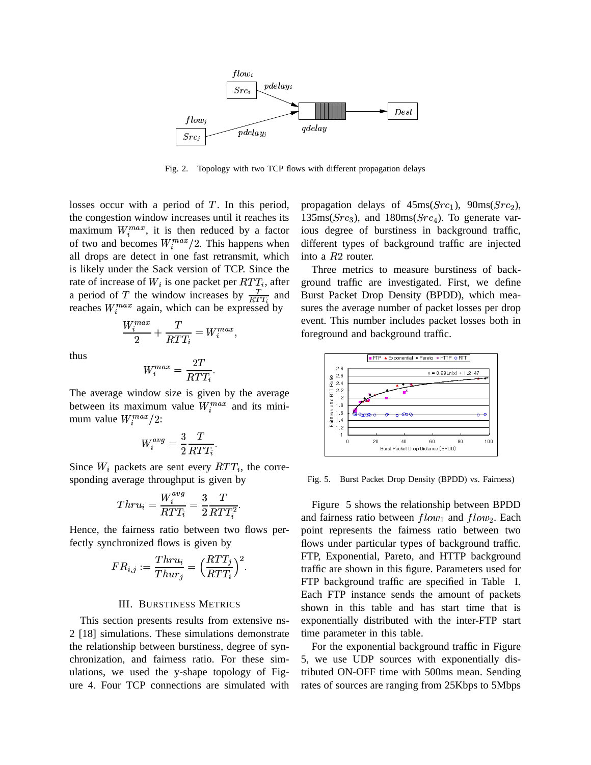Fig. 2. Topology with two TCP flows with different propagation delays

losses occur with a period of $T$. In this period, the congestion window increases until it reaches its maximum $W_i^{max}$, it is then reduced by a factor of two and becomes $W_i^{max}/2$. This happens when all drops are detect in one fast retransmit, which is likely under the Sack version of TCP. Since the rate of increase of $W_i$ is one packet per $RTT_i$, after a period of $T$ the window increases by $\frac{T}{RTT_i}$ and reaches $W_i^{max}$ again, which can be expressed by

$$\frac{W_i^{max}}{2} + \frac{T}{RTT_i} = W_i^{max},$$

thus

$$W_i^{max} = \frac{2T}{RTT_i}.$$

The average window size is given by the average between its maximum value $W_i^{max}$ and its minimum value $W_i^{max}/2$:

$$W_i^{avg} = \frac{3}{2}\frac{T}{RTT_i}.$$

Since $W_i$ packets are sent every $RTT_i$, the corresponding average throughput is given by

$$Thru_i = \frac{W_i^{avg}}{RTT_i} = \frac{3}{2}\frac{T}{RTT_i^2}.$$

Hence, the fairness ratio between two flows perfectly synchronized flows is given by

$$FR_{i,j} := \frac{Thru_i}{Thur_j} = \Big(\frac{RTT_j}{RTT_i}\Big)^2.$$

## III. BURSTINESS METRICS

This section presents results from extensive ns-2 [18] simulations. These simulations demonstrate the relationship between burstiness, degree of synchronization, and fairness ratio. For these simulations, we used the y-shape topology of Figure 4. Four TCP connections are simulated with propagation delays of 45ms($Src_1$), 90ms($Src_2$), 135ms($Src_3$), and 180ms($Src_4$). To generate various degree of burstiness in background traffic, different types of background traffic are injected into a $R2$ router.

Three metrics to measure burstiness of background traffic are investigated. First, we define Burst Packet Drop Density (BPDD), which measures the average number of packet losses per drop event. This number includes packet losses both in foreground and background traffic.

Fig. 5. Burst Packet Drop Density (BPDD) vs. Fairness)

Figure 5 shows the relationship between BPDD and fairness ratio between $flow_1$ and $flow_2$. Each point represents the fairness ratio between two flows under particular types of background traffic. FTP, Exponential, Pareto, and HTTP background traffic are shown in this figure. Parameters used for FTP background traffic are specified in Table I. Each FTP instance sends the amount of packets shown in this table and has start time that is exponentially distributed with the inter-FTP start time parameter in this table.

For the exponential background traffic in Figure 5, we use UDP sources with exponentially distributed ON-OFF time with 500ms mean. Sending rates of sources are ranging from 25Kbps to 5Mbps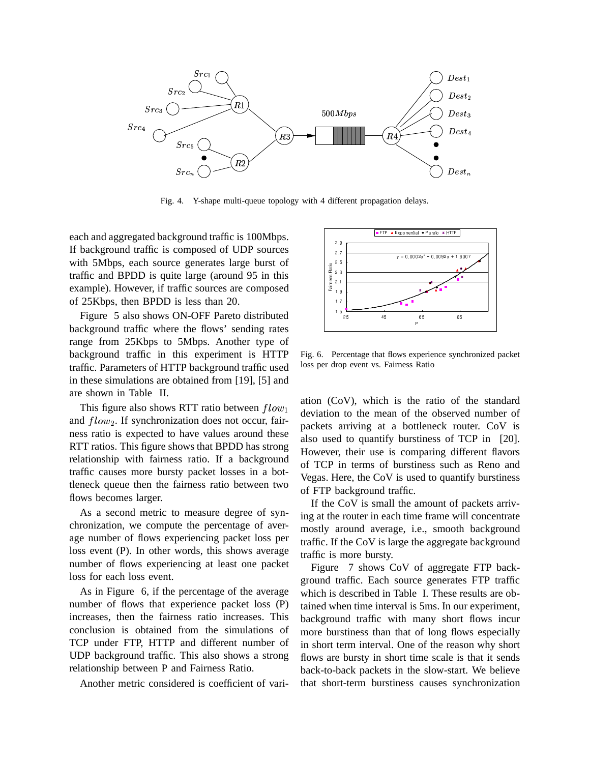Fig. 4. Y-shape multi-queue topology with 4 different propagation delays.

each and aggregated background traffic is 100Mbps. If background traffic is composed of UDP sources with 5Mbps, each source generates large burst of traffic and BPDD is quite large (around 95 in this example). However, if traffic sources are composed of 25Kbps, then BPDD is less than 20.

Figure 5 also shows ON-OFF Pareto distributed background traffic where the flows' sending rates range from 25Kbps to 5Mbps. Another type of background traffic in this experiment is HTTP traffic. Parameters of HTTP background traffic used in these simulations are obtained from [19], [5] and are shown in Table II.

This figure also shows RTT ratio between $flow_1$ and $flow_2$. If synchronization does not occur, fairness ratio is expected to have values around these RTT ratios. This figure shows that BPDD has strong relationship with fairness ratio. If a background traffic causes more bursty packet losses in a bottleneck queue then the fairness ratio between two flows becomes larger.

As a second metric to measure degree of synchronization, we compute the percentage of average number of flows experiencing packet loss per loss event (P). In other words, this shows average number of flows experiencing at least one packet loss for each loss event.

As in Figure 6, if the percentage of the average number of flows that experience packet loss (P) increases, then the fairness ratio increases. This conclusion is obtained from the simulations of TCP under FTP, HTTP and different number of UDP background traffic. This also shows a strong relationship between P and Fairness Ratio.

Fig. 6. Percentage that flows experience synchronized packet loss per drop event vs. Fairness Ratio

Another metric considered is coefficient of variation (CoV), which is the ratio of the standard deviation to the mean of the observed number of packets arriving at a bottleneck router. CoV is also used to quantify burstiness of TCP in [20]. However, their use is comparing different flavors of TCP in terms of burstiness such as Reno and Vegas. Here, the CoV is used to quantify burstiness of FTP background traffic.

If the CoV is small the amount of packets arriving at the router in each time frame will concentrate mostly around average, i.e., smooth background traffic. If the CoV is large the aggregate background traffic is more bursty.

Figure 7 shows CoV of aggregate FTP background traffic. Each source generates FTP traffic which is described in Table I. These results are obtained when time interval is 5ms. In our experiment, background traffic with many short flows incur more burstiness than that of long flows especially in short term interval. One of the reason why short flows are bursty in short time scale is that it sends back-to-back packets in the slow-start. We believe that short-term burstiness causes synchronization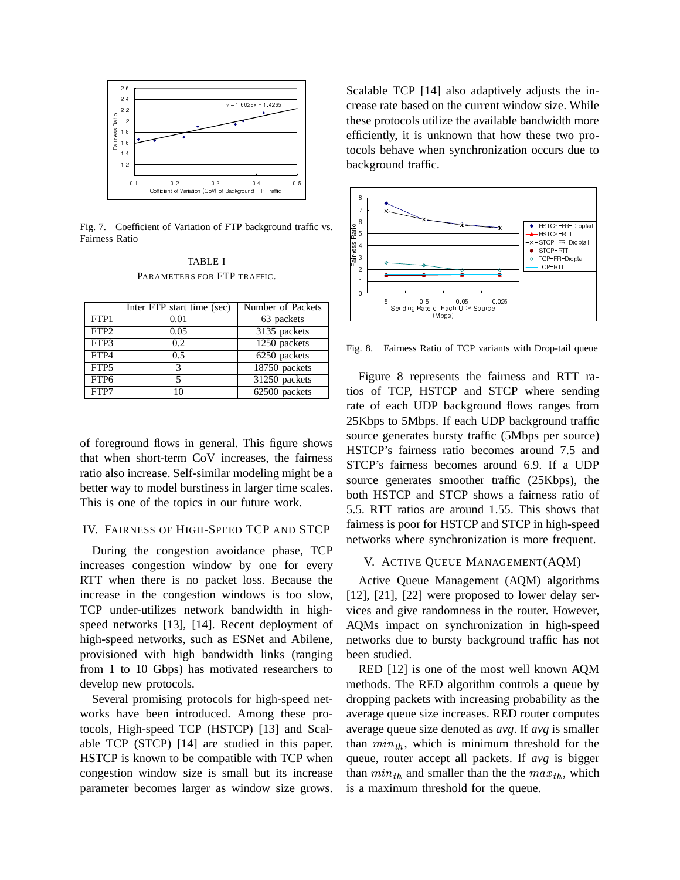Fig. 7. Coefficient of Variation of FTP background traffic vs. Fairness Ratio

TABLE I
PARAMETERS FOR FTP TRAFFIC.

| | Inter FTP start time (sec) | Number of Packets |
|---|---|---|
| FTP1 | 0.01 | 63 packets |
| FTP2 | 0.05 | 3135 packets |
| FTP3 | 0.2 | 1250 packets |
| FTP4 | 0.5 | 6250 packets |
| FTP5 | 3 | 18750 packets |
| FTP6 | 5 | 31250 packets |
| FTP7 | 10 | 62500 packets |

of foreground flows in general. This figure shows that when short-term CoV increases, the fairness ratio also increase. Self-similar modeling might be a better way to model burstiness in larger time scales. This is one of the topics in our future work.

## IV. Fairness of High-Speed TCP and STCP

During the congestion avoidance phase, TCP increases congestion window by one for every RTT when there is no packet loss. Because the increase in the congestion windows is too slow, TCP under-utilizes network bandwidth in high-speed networks [13], [14]. Recent deployment of high-speed networks, such as ESNet and Abilene, provisioned with high bandwidth links (ranging from 1 to 10 Gbps) has motivated researchers to develop new protocols.

Several promising protocols for high-speed networks have been introduced. Among these protocols, High-speed TCP (HSTCP) [13] and Scalable TCP (STCP) [14] are studied in this paper. HSTCP is known to be compatible with TCP when congestion window size is small but its increase parameter becomes larger as window size grows. Scalable TCP [14] also adaptively adjusts the increase rate based on the current window size. While these protocols utilize the available bandwidth more efficiently, it is unknown that how these two protocols behave when synchronization occurs due to background traffic.

Fig. 8. Fairness Ratio of TCP variants with Drop-tail queue

Figure 8 represents the fairness and RTT ratios of TCP, HSTCP and STCP where sending rate of each UDP background flows ranges from 25Kbps to 5Mbps. If each UDP background traffic source generates bursty traffic (5Mbps per source) HSTCP's fairness ratio becomes around 7.5 and STCP's fairness becomes around 6.9. If a UDP source generates smoother traffic (25Kbps), the both HSTCP and STCP shows a fairness ratio of 5.5. RTT ratios are around 1.55. This shows that fairness is poor for HSTCP and STCP in high-speed networks where synchronization is more frequent.

## V. Active Queue Management(AQM)

Active Queue Management (AQM) algorithms [12], [21], [22] were proposed to lower delay services and give randomness in the router. However, AQMs impact on synchronization in high-speed networks due to bursty background traffic has not been studied.

RED [12] is one of the most well known AQM methods. The RED algorithm controls a queue by dropping packets with increasing probability as the average queue size increases. RED router computes average queue size denoted as *avg*. If *avg* is smaller than $min_{th}$, which is minimum threshold for the queue, router accept all packets. If *avg* is bigger than $min_{th}$ and smaller than the the $max_{th}$, which is a maximum threshold for the queue.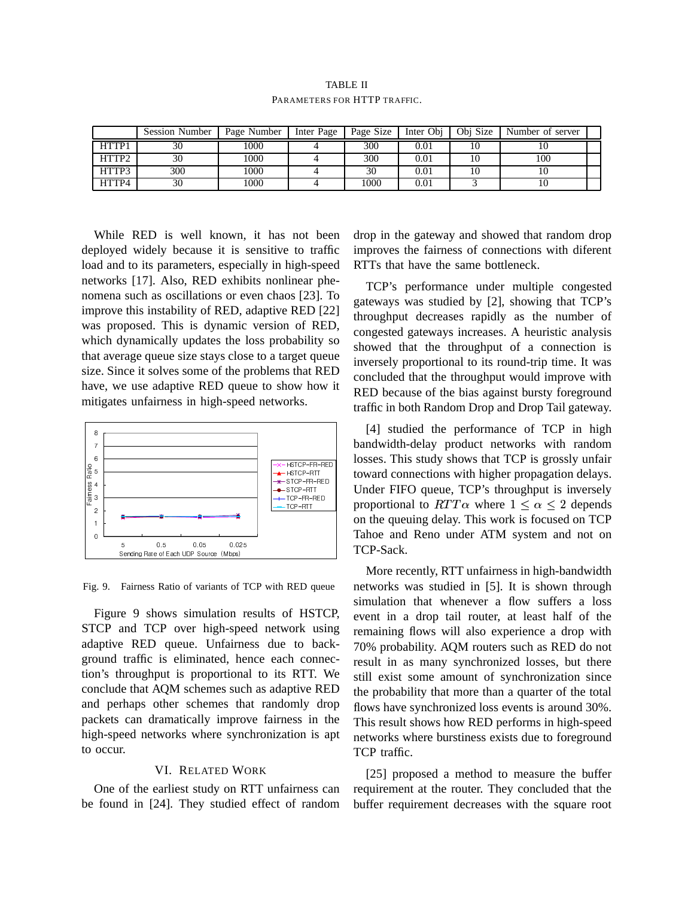TABLE II
PARAMETERS FOR HTTP TRAFFIC.

| | Session Number | Page Number | Inter Page | Page Size | Inter Obj | Obj Size | Number of server |
|---|---|---|---|---|---|---|---|
| HTTP1 | 30 | 1000 | 4 | 300 | 0.01 | 10 | 10 |
| HTTP2 | 30 | 1000 | 4 | 300 | 0.01 | 10 | 100 |
| HTTP3 | 300 | 1000 | 4 | 30 | 0.01 | 10 | 10 |
| HTTP4 | 30 | 1000 | 4 | 1000 | 0.01 | 3 | 10 |

While RED is well known, it has not been deployed widely because it is sensitive to traffic load and to its parameters, especially in high-speed networks [17]. Also, RED exhibits nonlinear phenomena such as oscillations or even chaos [23]. To improve this instability of RED, adaptive RED [22] was proposed. This is dynamic version of RED, which dynamically updates the loss probability so that average queue size stays close to a target queue size. Since it solves some of the problems that RED have, we use adaptive RED queue to show how it mitigates unfairness in high-speed networks.

Fig. 9. Fairness Ratio of variants of TCP with RED queue

Figure 9 shows simulation results of HSTCP, STCP and TCP over high-speed network using adaptive RED queue. Unfairness due to background traffic is eliminated, hence each connection's throughput is proportional to its RTT. We conclude that AQM schemes such as adaptive RED and perhaps other schemes that randomly drop packets can dramatically improve fairness in the high-speed networks where synchronization is apt to occur.

## VI. RELATED WORK

One of the earliest study on RTT unfairness can be found in [24]. They studied effect of random drop in the gateway and showed that random drop improves the fairness of connections with diferent RTTs that have the same bottleneck.

TCP's performance under multiple congested gateways was studied by [2], showing that TCP's throughput decreases rapidly as the number of congested gateways increases. A heuristic analysis showed that the throughput of a connection is inversely proportional to its round-trip time. It was concluded that the throughput would improve with RED because of the bias against bursty foreground traffic in both Random Drop and Drop Tail gateway.

[4] studied the performance of TCP in high bandwidth-delay product networks with random losses. This study shows that TCP is grossly unfair toward connections with higher propagation delays. Under FIFO queue, TCP's throughput is inversely proportional to $RTT\alpha$ where $1 \leq \alpha \leq 2$ depends on the queuing delay. This work is focused on TCP Tahoe and Reno under ATM system and not on TCP-Sack.

More recently, RTT unfairness in high-bandwidth networks was studied in [5]. It is shown through simulation that whenever a flow suffers a loss event in a drop tail router, at least half of the remaining flows will also experience a drop with 70% probability. AQM routers such as RED do not result in as many synchronized losses, but there still exist some amount of synchronization since the probability that more than a quarter of the total flows have synchronized loss events is around 30%. This result shows how RED performs in high-speed networks where burstiness exists due to foreground TCP traffic.

[25] proposed a method to measure the buffer requirement at the router. They concluded that the buffer requirement decreases with the square root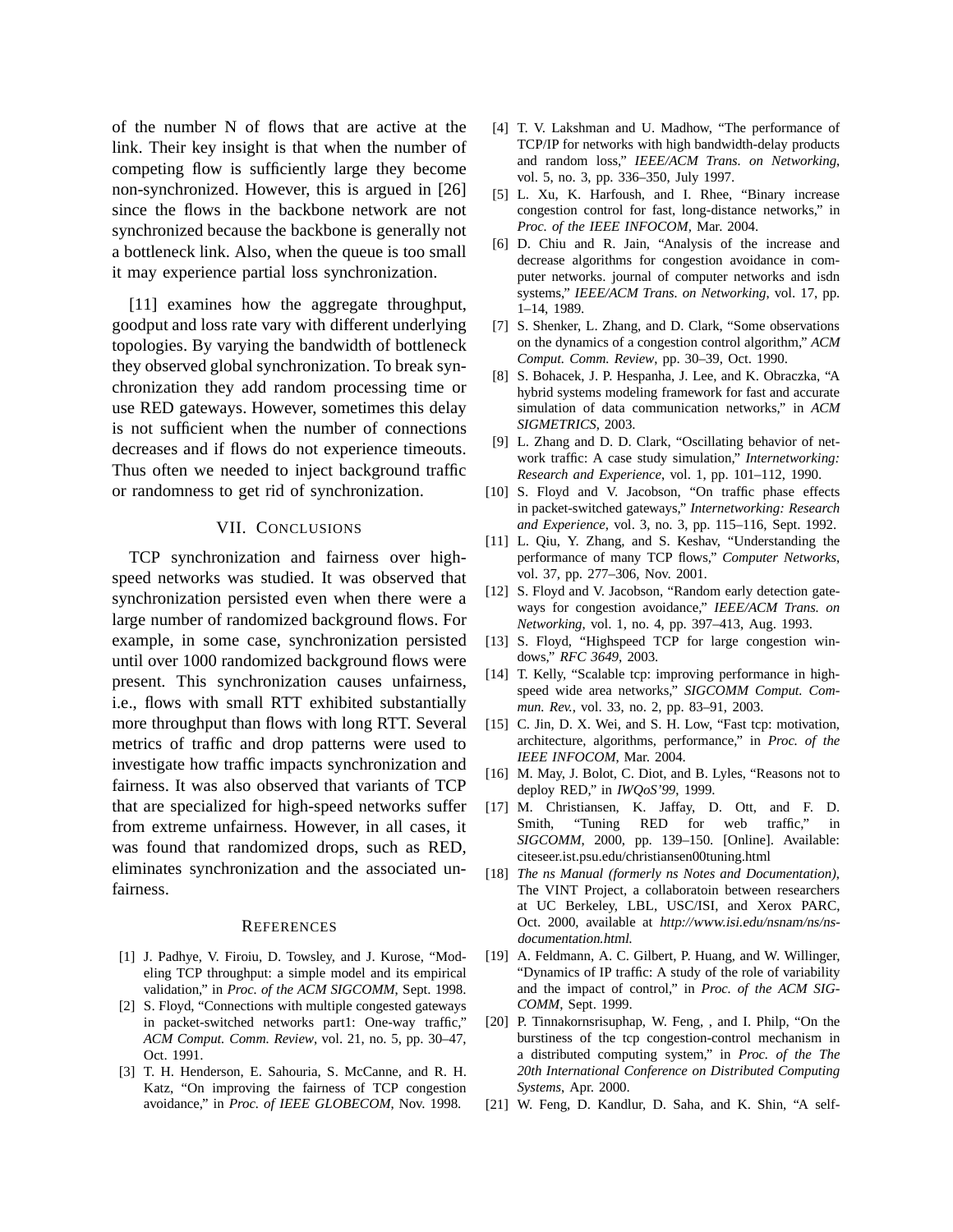of the number N of flows that are active at the link. Their key insight is that when the number of competing flow is sufficiently large they become non-synchronized. However, this is argued in [26] since the flows in the backbone network are not synchronized because the backbone is generally not a bottleneck link. Also, when the queue is too small it may experience partial loss synchronization.

[11] examines how the aggregate throughput, goodput and loss rate vary with different underlying topologies. By varying the bandwidth of bottleneck they observed global synchronization. To break synchronization they add random processing time or use RED gateways. However, sometimes this delay is not sufficient when the number of connections decreases and if flows do not experience timeouts. Thus often we needed to inject background traffic or randomness to get rid of synchronization.

## VII. Conclusions

TCP synchronization and fairness over high-speed networks was studied. It was observed that synchronization persisted even when there were a large number of randomized background flows. For example, in some case, synchronization persisted until over 1000 randomized background flows were present. This synchronization causes unfairness, i.e., flows with small RTT exhibited substantially more throughput than flows with long RTT. Several metrics of traffic and drop patterns were used to investigate how traffic impacts synchronization and fairness. It was also observed that variants of TCP that are specialized for high-speed networks suffer from extreme unfairness. However, in all cases, it was found that randomized drops, such as RED, eliminates synchronization and the associated unfairness.

## References

[1] J. Padhye, V. Firoiu, D. Towsley, and J. Kurose, "Modeling TCP throughput: a simple model and its empirical validation," in *Proc. of the ACM SIGCOMM*, Sept. 1998.

[2] S. Floyd, "Connections with multiple congested gateways in packet-switched networks part1: One-way traffic," *ACM Comput. Comm. Review*, vol. 21, no. 5, pp. 30–47, Oct. 1991.

[3] T. H. Henderson, E. Sahouria, S. McCanne, and R. H. Katz, "On improving the fairness of TCP congestion avoidance," in *Proc. of IEEE GLOBECOM*, Nov. 1998.

[4] T. V. Lakshman and U. Madhow, "The performance of TCP/IP for networks with high bandwidth-delay products and random loss," *IEEE/ACM Trans. on Networking*, vol. 5, no. 3, pp. 336–350, July 1997.

[5] L. Xu, K. Harfoush, and I. Rhee, "Binary increase congestion control for fast, long-distance networks," in *Proc. of the IEEE INFOCOM*, Mar. 2004.

[6] D. Chiu and R. Jain, "Analysis of the increase and decrease algorithms for congestion avoidance in computer networks. journal of computer networks and isdn systems," *IEEE/ACM Trans. on Networking*, vol. 17, pp. 1–14, 1989.

[7] S. Shenker, L. Zhang, and D. Clark, "Some observations on the dynamics of a congestion control algorithm," *ACM Comput. Comm. Review*, pp. 30–39, Oct. 1990.

[8] S. Bohacek, J. P. Hespanha, J. Lee, and K. Obraczka, "A hybrid systems modeling framework for fast and accurate simulation of data communication networks," in *ACM SIGMETRICS*, 2003.

[9] L. Zhang and D. D. Clark, "Oscillating behavior of network traffic: A case study simulation," *Internetworking: Research and Experience*, vol. 1, pp. 101–112, 1990.

[10] S. Floyd and V. Jacobson, "On traffic phase effects in packet-switched gateways," *Internetworking: Research and Experience*, vol. 3, no. 3, pp. 115–116, Sept. 1992.

[11] L. Qiu, Y. Zhang, and S. Keshav, "Understanding the performance of many TCP flows," *Computer Networks*, vol. 37, pp. 277–306, Nov. 2001.

[12] S. Floyd and V. Jacobson, "Random early detection gateways for congestion avoidance," *IEEE/ACM Trans. on Networking*, vol. 1, no. 4, pp. 397–413, Aug. 1993.

[13] S. Floyd, "Highspeed TCP for large congestion windows," *RFC 3649*, 2003.

[14] T. Kelly, "Scalable tcp: improving performance in highspeed wide area networks," *SIGCOMM Comput. Commun. Rev.*, vol. 33, no. 2, pp. 83–91, 2003.

[15] C. Jin, D. X. Wei, and S. H. Low, "Fast tcp: motivation, architecture, algorithms, performance," in *Proc. of the IEEE INFOCOM*, Mar. 2004.

[16] M. May, J. Bolot, C. Diot, and B. Lyles, "Reasons not to deploy RED," in *IWQoS'99*, 1999.

[17] M. Christiansen, K. Jaffay, D. Ott, and F. D. Smith, "Tuning RED for web traffic," in *SIGCOMM*, 2000, pp. 139–150. [Online]. Available: citeseer.ist.psu.edu/christiansen00tuning.html

[18] *The ns Manual (formerly ns Notes and Documentation)*, The VINT Project, a collaboratoin between researchers at UC Berkeley, LBL, USC/ISI, and Xerox PARC, Oct. 2000, available at *http://www.isi.edu/nsnam/ns/ns-documentation.html*.

[19] A. Feldmann, A. C. Gilbert, P. Huang, and W. Willinger, "Dynamics of IP traffic: A study of the role of variability and the impact of control," in *Proc. of the ACM SIGCOMM*, Sept. 1999.

[20] P. Tinnakornsrisuphap, W. Feng, , and I. Philp, "On the burstiness of the tcp congestion-control mechanism in a distributed computing system," in *Proc. of the The 20th International Conference on Distributed Computing Systems*, Apr. 2000.

[21] W. Feng, D. Kandlur, D. Saha, and K. Shin, "A self-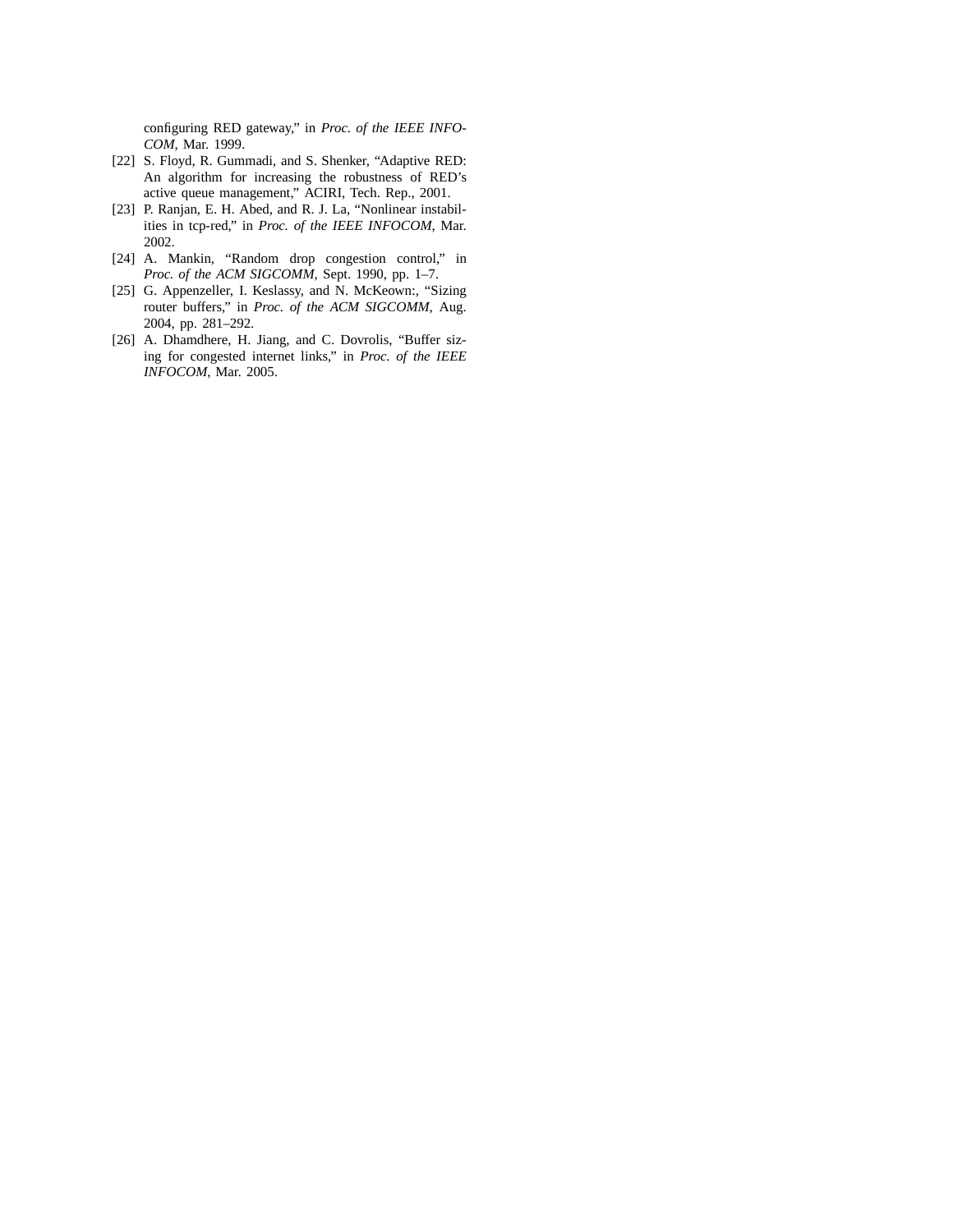configuring RED gateway," in *Proc. of the IEEE INFOCOM*, Mar. 1999.

[22] S. Floyd, R. Gummadi, and S. Shenker, "Adaptive RED: An algorithm for increasing the robustness of RED's active queue management," ACIRI, Tech. Rep., 2001.

[23] P. Ranjan, E. H. Abed, and R. J. La, "Nonlinear instabilities in tcp-red," in *Proc. of the IEEE INFOCOM*, Mar. 2002.

[24] A. Mankin, "Random drop congestion control," in *Proc. of the ACM SIGCOMM*, Sept. 1990, pp. 1–7.

[25] G. Appenzeller, I. Keslassy, and N. McKeown:, "Sizing router buffers," in *Proc. of the ACM SIGCOMM*, Aug. 2004, pp. 281–292.

[26] A. Dhamdhere, H. Jiang, and C. Dovrolis, "Buffer sizing for congested internet links," in *Proc. of the IEEE INFOCOM*, Mar. 2005.